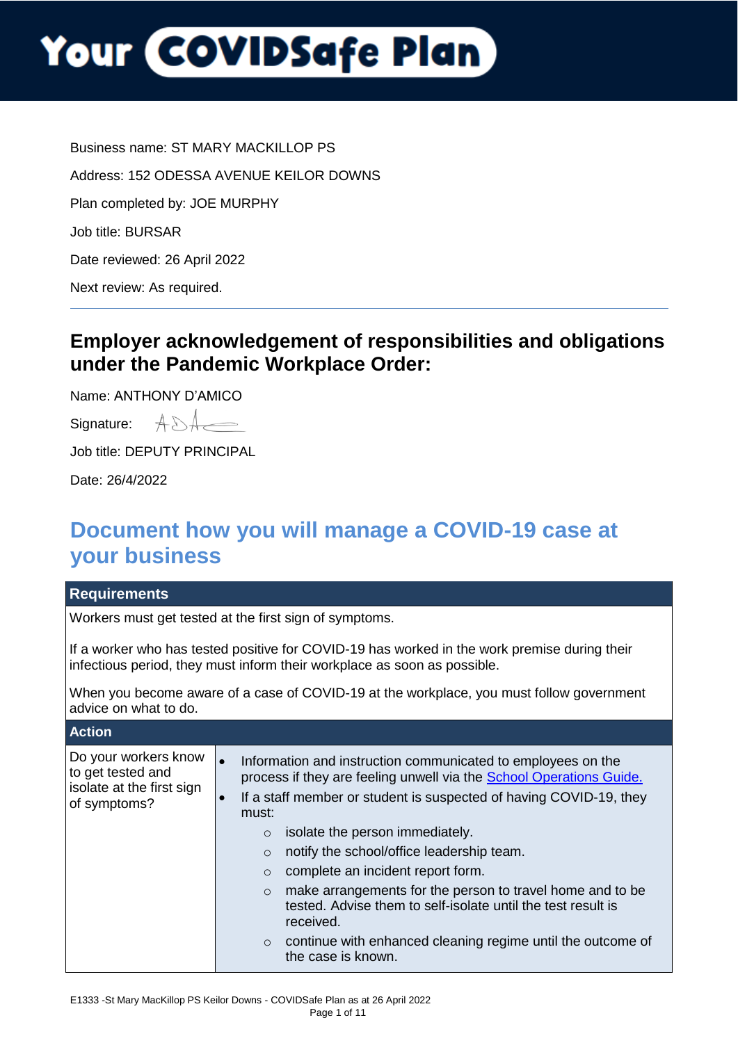# Your COVIDSafe Plan

Business name: ST MARY MACKILLOP PS

Address: 152 ODESSA AVENUE KEILOR DOWNS

Plan completed by: JOE MURPHY

Job title: BURSAR

Date reviewed: 26 April 2022

Next review: As required.

---

## Employer acknowledgement of responsibilities and obligations under the Pandemic Workplace Order:

Name: ANTHONY D'AMICO

Signature: ADA

Job title: DEPUTY PRINCIPAL

Date: 26/4/2022

## Document how you will manage a COVID-19 case at your business

| Requirements | |
|---|---|
| Workers must get tested at the first sign of symptoms.<br><br>If a worker who has tested positive for COVID-19 has worked in the work premise during their infectious period, they must inform their workplace as soon as possible.<br><br>When you become aware of a case of COVID-19 at the workplace, you must follow government advice on what to do. | |
| **Action** | |
| Do your workers know to get tested and isolate at the first sign of symptoms? | • Information and instruction communicated to employees on the process if they are feeling unwell via the [School Operations Guide.](#)<br>• If a staff member or student is suspected of having COVID-19, they must:<br>  ○ isolate the person immediately.<br>  ○ notify the school/office leadership team.<br>  ○ complete an incident report form.<br>  ○ make arrangements for the person to travel home and to be tested. Advise them to self-isolate until the test result is received.<br>  ○ continue with enhanced cleaning regime until the outcome of the case is known. |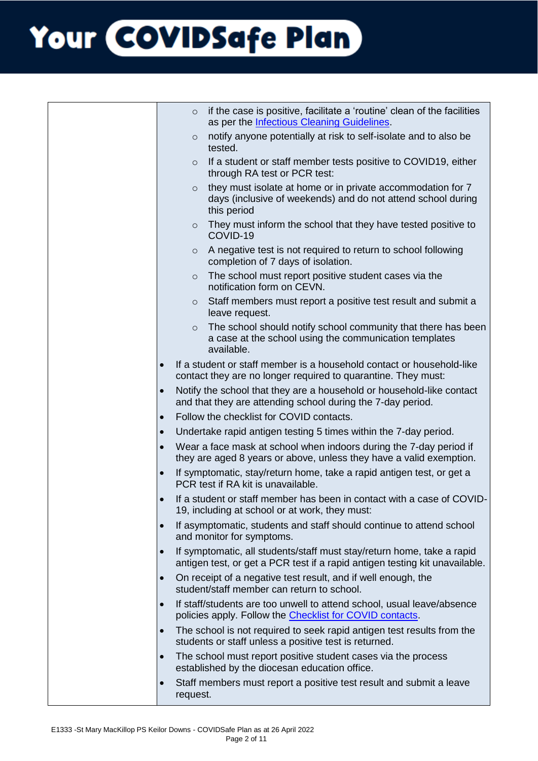Your COVIDSafe Plan

| | |
|---|---|
| | ◦ if the case is positive, facilitate a 'routine' clean of the facilities as per the [Infectious Cleaning Guidelines](). <br> ◦ notify anyone potentially at risk to self-isolate and to also be tested. <br> ◦ If a student or staff member tests positive to COVID19, either through RA test or PCR test: <br> ◦ they must isolate at home or in private accommodation for 7 days (inclusive of weekends) and do not attend school during this period <br> ◦ They must inform the school that they have tested positive to COVID-19 <br> ◦ A negative test is not required to return to school following completion of 7 days of isolation. <br> ◦ The school must report positive student cases via the notification form on CEVN. <br> ◦ Staff members must report a positive test result and submit a leave request. <br> ◦ The school should notify school community that there has been a case at the school using the communication templates available. <br> • If a student or staff member is a household contact or household-like contact they are no longer required to quarantine. They must: <br> • Notify the school that they are a household or household-like contact and that they are attending school during the 7-day period. <br> • Follow the checklist for COVID contacts. <br> • Undertake rapid antigen testing 5 times within the 7-day period. <br> • Wear a face mask at school when indoors during the 7-day period if they are aged 8 years or above, unless they have a valid exemption. <br> • If symptomatic, stay/return home, take a rapid antigen test, or get a PCR test if RA kit is unavailable. <br> • If a student or staff member has been in contact with a case of COVID-19, including at school or at work, they must: <br> • If asymptomatic, students and staff should continue to attend school and monitor for symptoms. <br> • If symptomatic, all students/staff must stay/return home, take a rapid antigen test, or get a PCR test if a rapid antigen testing kit unavailable. <br> • On receipt of a negative test result, and if well enough, the student/staff member can return to school. <br> • If staff/students are too unwell to attend school, usual leave/absence policies apply. Follow the [Checklist for COVID contacts](). <br> • The school is not required to seek rapid antigen test results from the students or staff unless a positive test is returned. <br> • The school must report positive student cases via the process established by the diocesan education office. <br> • Staff members must report a positive test result and submit a leave request. |

E1333 -St Mary MacKillop PS Keilor Downs - COVIDSafe Plan as at 26 April 2022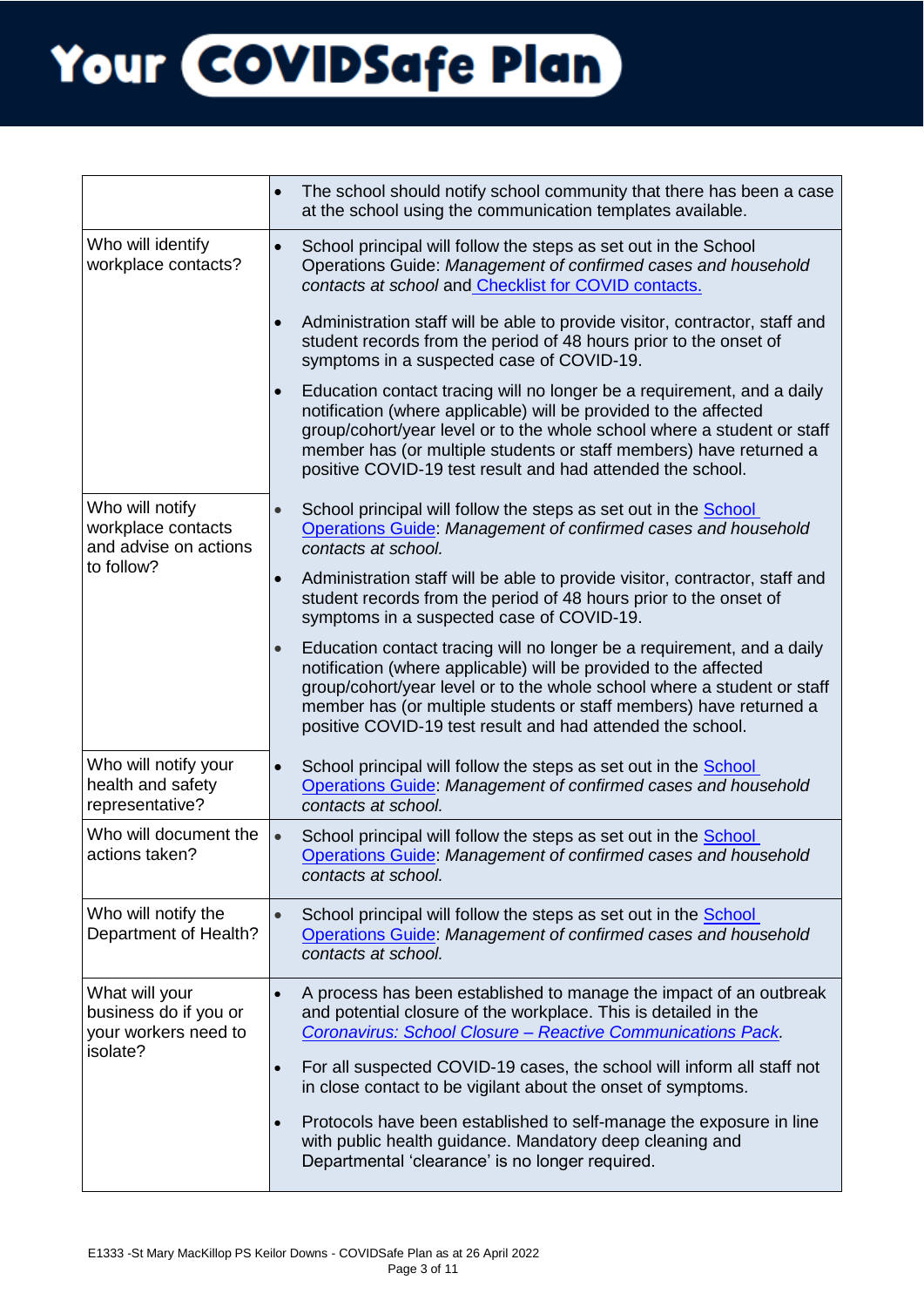# Your COVIDSafe Plan

| | |
|---|---|
| | • The school should notify school community that there has been a case at the school using the communication templates available. |
| Who will identify workplace contacts? | • School principal will follow the steps as set out in the School Operations Guide: *Management of confirmed cases and household contacts at school* and Checklist for COVID contacts. <br> • Administration staff will be able to provide visitor, contractor, staff and student records from the period of 48 hours prior to the onset of symptoms in a suspected case of COVID-19. <br> • Education contact tracing will no longer be a requirement, and a daily notification (where applicable) will be provided to the affected group/cohort/year level or to the whole school where a student or staff member has (or multiple students or staff members) have returned a positive COVID-19 test result and had attended the school. |
| Who will notify workplace contacts and advise on actions to follow? | • School principal will follow the steps as set out in the School Operations Guide: *Management of confirmed cases and household contacts at school.* <br> • Administration staff will be able to provide visitor, contractor, staff and student records from the period of 48 hours prior to the onset of symptoms in a suspected case of COVID-19. <br> • Education contact tracing will no longer be a requirement, and a daily notification (where applicable) will be provided to the affected group/cohort/year level or to the whole school where a student or staff member has (or multiple students or staff members) have returned a positive COVID-19 test result and had attended the school. |
| Who will notify your health and safety representative? | • School principal will follow the steps as set out in the School Operations Guide: *Management of confirmed cases and household contacts at school.* |
| Who will document the actions taken? | • School principal will follow the steps as set out in the School Operations Guide: *Management of confirmed cases and household contacts at school.* |
| Who will notify the Department of Health? | • School principal will follow the steps as set out in the School Operations Guide: *Management of confirmed cases and household contacts at school.* |
| What will your business do if you or your workers need to isolate? | • A process has been established to manage the impact of an outbreak and potential closure of the workplace. This is detailed in the *Coronavirus: School Closure – Reactive Communications Pack.* <br> • For all suspected COVID-19 cases, the school will inform all staff not in close contact to be vigilant about the onset of symptoms. <br> • Protocols have been established to self-manage the exposure in line with public health guidance. Mandatory deep cleaning and Departmental 'clearance' is no longer required. |

E1333 -St Mary MacKillop PS Keilor Downs - COVIDSafe Plan as at 26 April 2022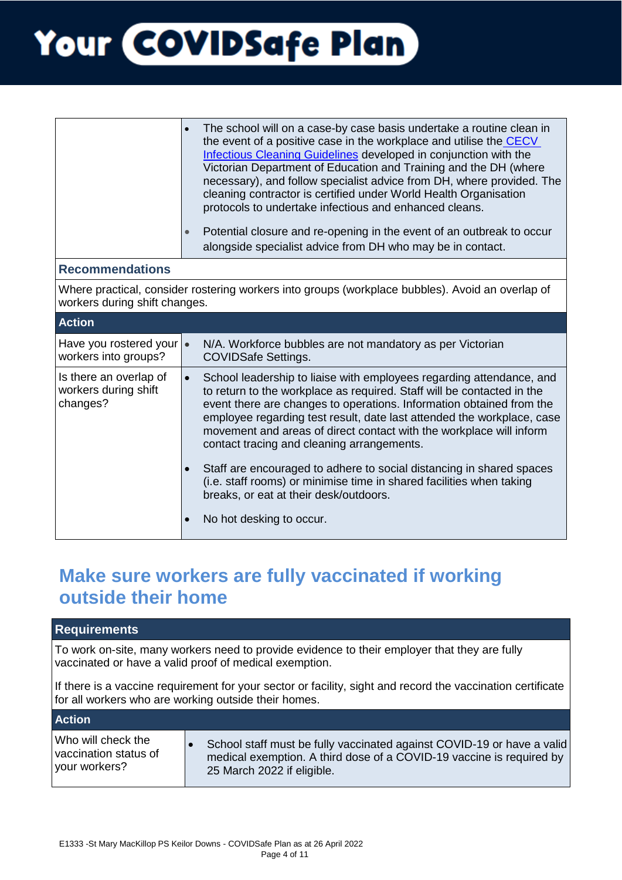| | |
|---|---|
| | • The school will on a case-by case basis undertake a routine clean in the event of a positive case in the workplace and utilise the [CECV Infectious Cleaning Guidelines] developed in conjunction with the Victorian Department of Education and Training and the DH (where necessary), and follow specialist advice from DH, where provided. The cleaning contractor is certified under World Health Organisation protocols to undertake infectious and enhanced cleans.<br><br>• Potential closure and re-opening in the event of an outbreak to occur alongside specialist advice from DH who may be in contact. |

| **Recommendations** | |
|---|---|
| Where practical, consider rostering workers into groups (workplace bubbles). Avoid an overlap of workers during shift changes. | |
| **Action** | |
| Have you rostered your workers into groups? | • N/A. Workforce bubbles are not mandatory as per Victorian COVIDSafe Settings. |
| Is there an overlap of workers during shift changes? | • School leadership to liaise with employees regarding attendance, and to return to the workplace as required. Staff will be contacted in the event there are changes to operations. Information obtained from the employee regarding test result, date last attended the workplace, case movement and areas of direct contact with the workplace will inform contact tracing and cleaning arrangements.<br><br>• Staff are encouraged to adhere to social distancing in shared spaces (i.e. staff rooms) or minimise time in shared facilities when taking breaks, or eat at their desk/outdoors.<br><br>• No hot desking to occur. |

## Make sure workers are fully vaccinated if working outside their home

| **Requirements** | |
|---|---|
| To work on-site, many workers need to provide evidence to their employer that they are fully vaccinated or have a valid proof of medical exemption.<br><br>If there is a vaccine requirement for your sector or facility, sight and record the vaccination certificate for all workers who are working outside their homes. | |
| **Action** | |
| Who will check the vaccination status of your workers? | • School staff must be fully vaccinated against COVID-19 or have a valid medical exemption. A third dose of a COVID-19 vaccine is required by 25 March 2022 if eligible. |

E1333 -St Mary MacKillop PS Keilor Downs - COVIDSafe Plan as at 26 April 2022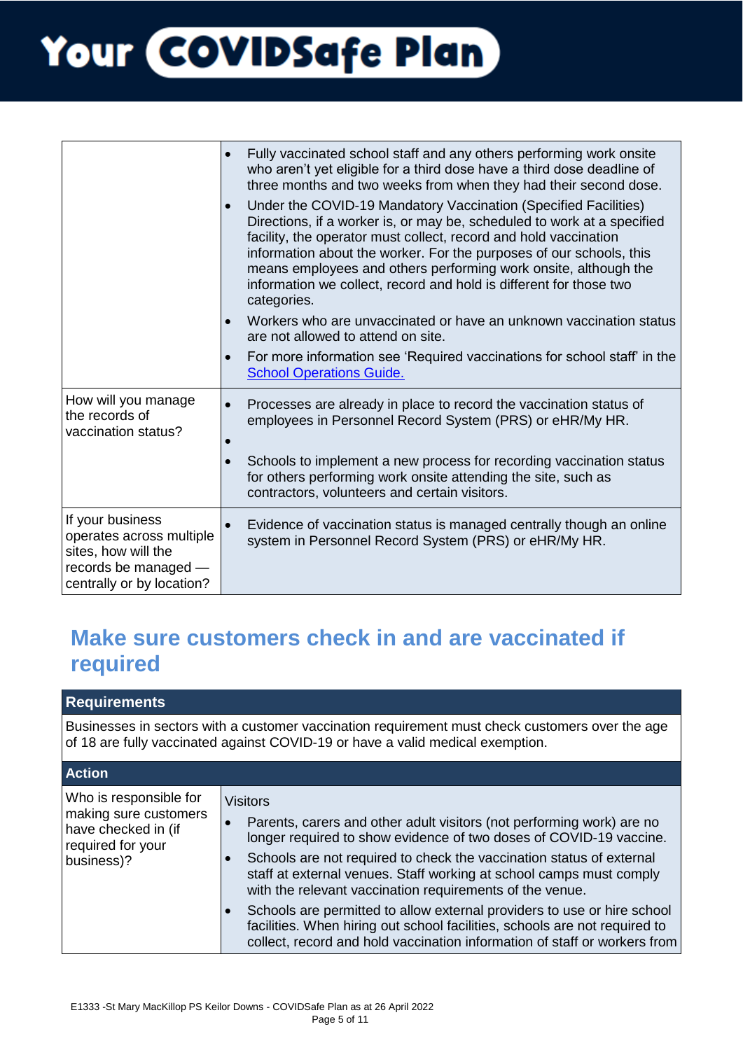| | |
|---|---|
| | • Fully vaccinated school staff and any others performing work onsite who aren't yet eligible for a third dose have a third dose deadline of three months and two weeks from when they had their second dose.<br>• Under the COVID-19 Mandatory Vaccination (Specified Facilities) Directions, if a worker is, or may be, scheduled to work at a specified facility, the operator must collect, record and hold vaccination information about the worker. For the purposes of our schools, this means employees and others performing work onsite, although the information we collect, record and hold is different for those two categories.<br>• Workers who are unvaccinated or have an unknown vaccination status are not allowed to attend on site.<br>• For more information see 'Required vaccinations for school staff' in the School Operations Guide. |
| How will you manage the records of vaccination status? | • Processes are already in place to record the vaccination status of employees in Personnel Record System (PRS) or eHR/My HR.<br>•<br>• Schools to implement a new process for recording vaccination status for others performing work onsite attending the site, such as contractors, volunteers and certain visitors. |
| If your business operates across multiple sites, how will the records be managed — centrally or by location? | • Evidence of vaccination status is managed centrally though an online system in Personnel Record System (PRS) or eHR/My HR. |

## Make sure customers check in and are vaccinated if required

| Requirements | |
|---|---|
| Businesses in sectors with a customer vaccination requirement must check customers over the age of 18 are fully vaccinated against COVID-19 or have a valid medical exemption. | |
| **Action** | |
| Who is responsible for making sure customers have checked in (if required for your business)? | Visitors<br>• Parents, carers and other adult visitors (not performing work) are no longer required to show evidence of two doses of COVID-19 vaccine.<br>• Schools are not required to check the vaccination status of external staff at external venues. Staff working at school camps must comply with the relevant vaccination requirements of the venue.<br>• Schools are permitted to allow external providers to use or hire school facilities. When hiring out school facilities, schools are not required to collect, record and hold vaccination information of staff or workers from |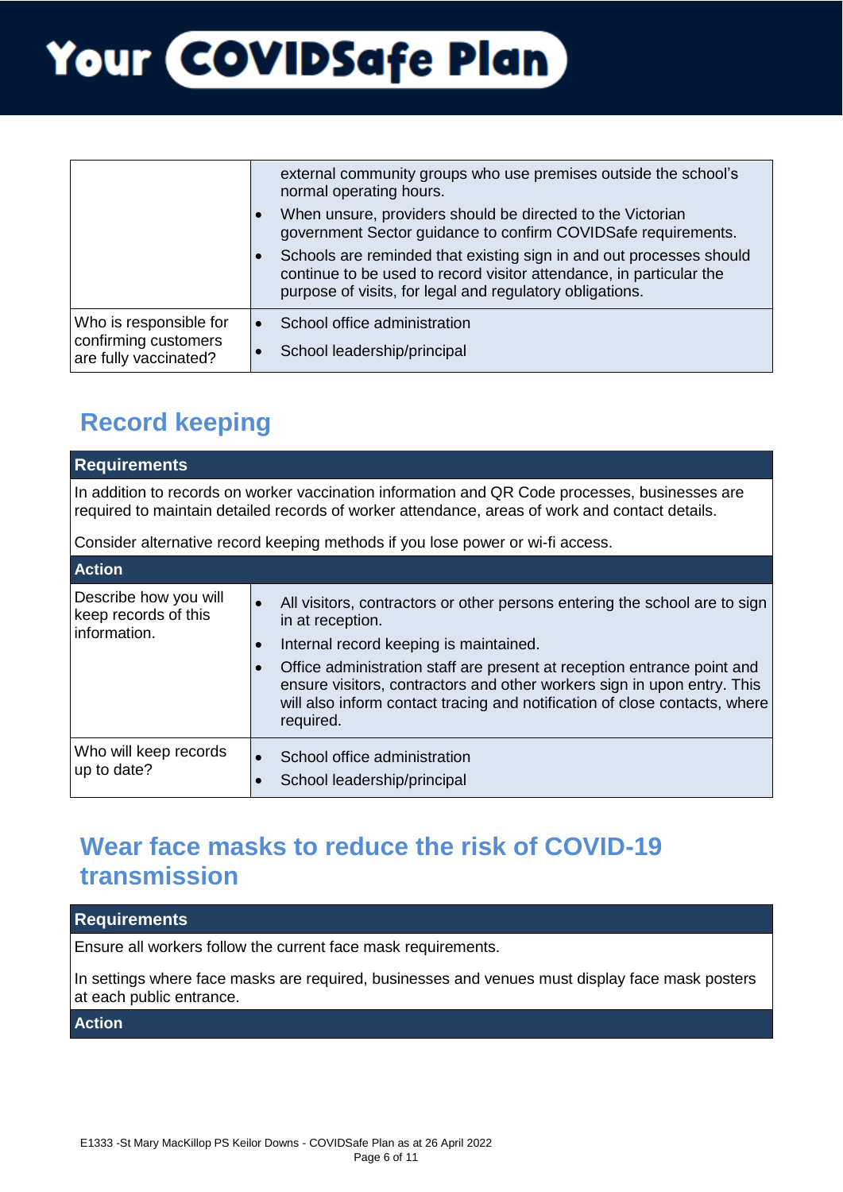| | |
|---|---|
| | external community groups who use premises outside the school's normal operating hours.<br>• When unsure, providers should be directed to the Victorian government Sector guidance to confirm COVIDSafe requirements.<br>• Schools are reminded that existing sign in and out processes should continue to be used to record visitor attendance, in particular the purpose of visits, for legal and regulatory obligations. |
| Who is responsible for confirming customers are fully vaccinated? | • School office administration<br>• School leadership/principal |

## Record keeping

| Requirements | |
|---|---|
| In addition to records on worker vaccination information and QR Code processes, businesses are required to maintain detailed records of worker attendance, areas of work and contact details.<br><br>Consider alternative record keeping methods if you lose power or wi-fi access. | |
| **Action** | |
| Describe how you will keep records of this information. | • All visitors, contractors or other persons entering the school are to sign in at reception.<br>• Internal record keeping is maintained.<br>• Office administration staff are present at reception entrance point and ensure visitors, contractors and other workers sign in upon entry. This will also inform contact tracing and notification of close contacts, where required. |
| Who will keep records up to date? | • School office administration<br>• School leadership/principal |

## Wear face masks to reduce the risk of COVID-19 transmission

| Requirements |
|---|
| Ensure all workers follow the current face mask requirements.<br><br>In settings where face masks are required, businesses and venues must display face mask posters at each public entrance. |
| **Action** |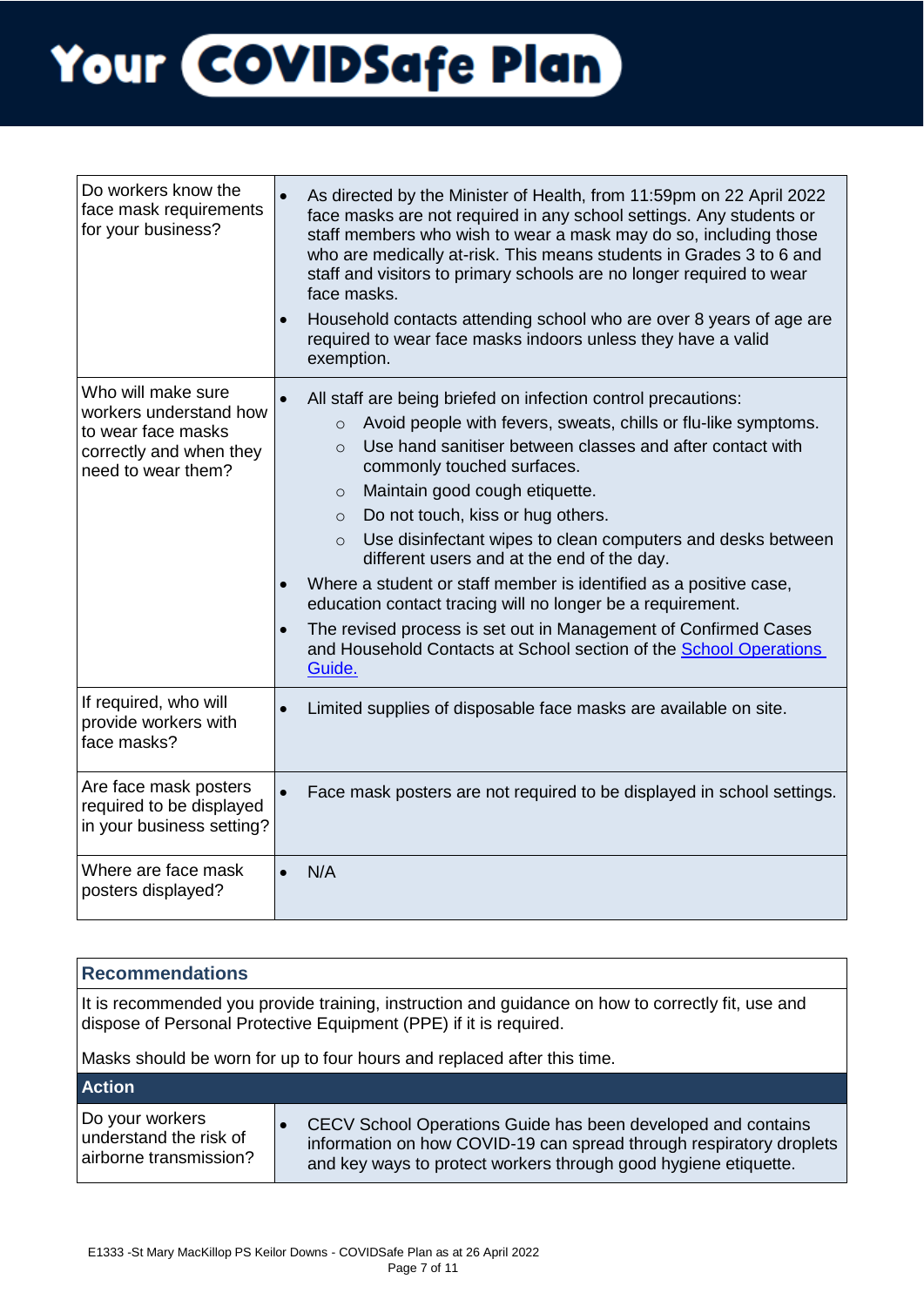# Your COVIDSafe Plan

| | |
|---|---|
| Do workers know the face mask requirements for your business? | • As directed by the Minister of Health, from 11:59pm on 22 April 2022 face masks are not required in any school settings. Any students or staff members who wish to wear a mask may do so, including those who are medically at-risk. This means students in Grades 3 to 6 and staff and visitors to primary schools are no longer required to wear face masks.<br>• Household contacts attending school who are over 8 years of age are required to wear face masks indoors unless they have a valid exemption. |
| Who will make sure workers understand how to wear face masks correctly and when they need to wear them? | • All staff are being briefed on infection control precautions:<br>&nbsp;&nbsp;&nbsp;&nbsp;○ Avoid people with fevers, sweats, chills or flu-like symptoms.<br>&nbsp;&nbsp;&nbsp;&nbsp;○ Use hand sanitiser between classes and after contact with commonly touched surfaces.<br>&nbsp;&nbsp;&nbsp;&nbsp;○ Maintain good cough etiquette.<br>&nbsp;&nbsp;&nbsp;&nbsp;○ Do not touch, kiss or hug others.<br>&nbsp;&nbsp;&nbsp;&nbsp;○ Use disinfectant wipes to clean computers and desks between different users and at the end of the day.<br>• Where a student or staff member is identified as a positive case, education contact tracing will no longer be a requirement.<br>• The revised process is set out in Management of Confirmed Cases and Household Contacts at School section of the [School Operations Guide.]() |
| If required, who will provide workers with face masks? | • Limited supplies of disposable face masks are available on site. |
| Are face mask posters required to be displayed in your business setting? | • Face mask posters are not required to be displayed in school settings. |
| Where are face mask posters displayed? | • N/A |

| **Recommendations** | |
|---|---|
| It is recommended you provide training, instruction and guidance on how to correctly fit, use and dispose of Personal Protective Equipment (PPE) if it is required.<br><br>Masks should be worn for up to four hours and replaced after this time. | |
| **Action** | |
| Do your workers understand the risk of airborne transmission? | • CECV School Operations Guide has been developed and contains information on how COVID-19 can spread through respiratory droplets and key ways to protect workers through good hygiene etiquette. |

E1333 -St Mary MacKillop PS Keilor Downs - COVIDSafe Plan as at 26 April 2022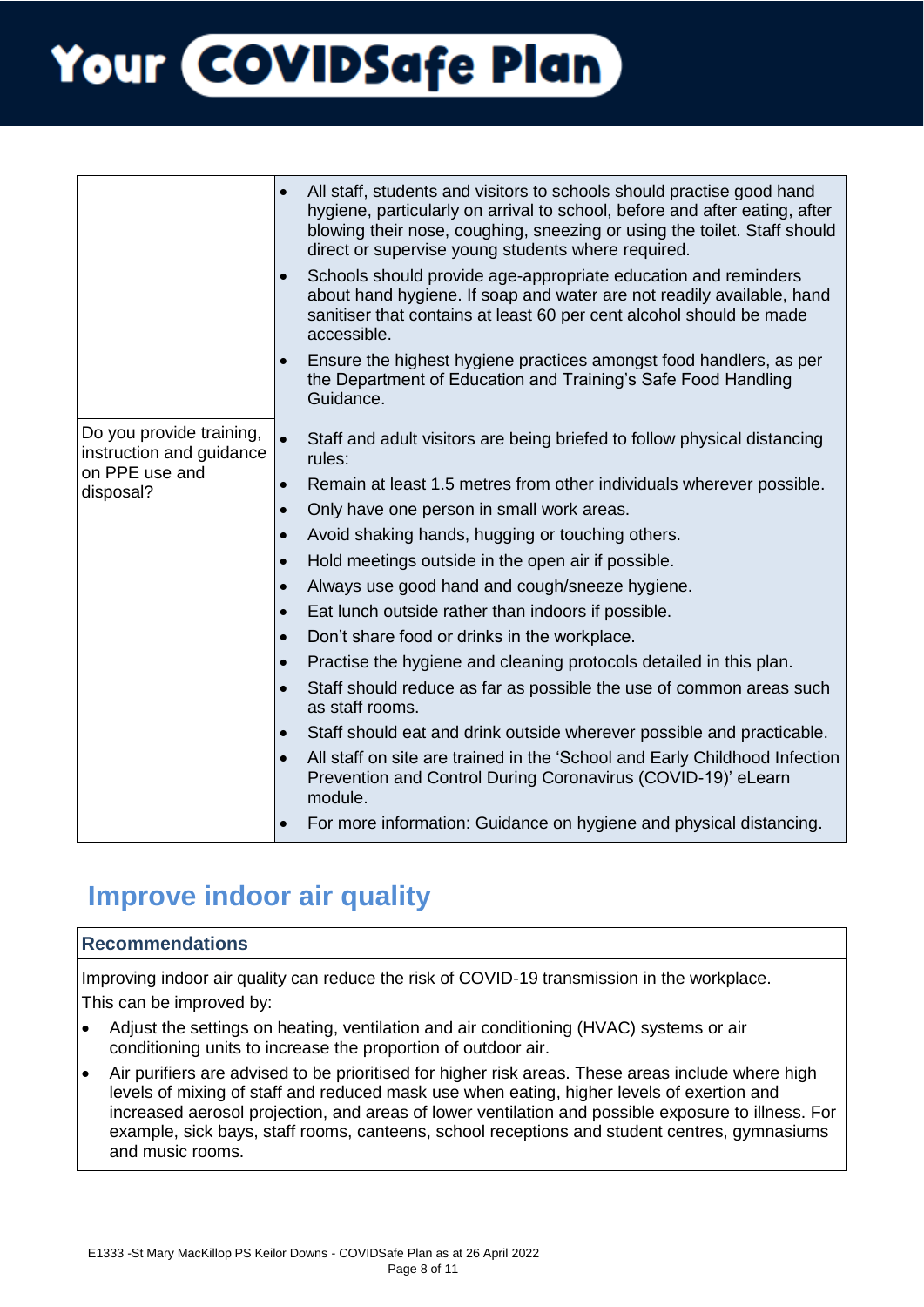| | |
|---|---|
| | • All staff, students and visitors to schools should practise good hand hygiene, particularly on arrival to school, before and after eating, after blowing their nose, coughing, sneezing or using the toilet. Staff should direct or supervise young students where required.<br>• Schools should provide age-appropriate education and reminders about hand hygiene. If soap and water are not readily available, hand sanitiser that contains at least 60 per cent alcohol should be made accessible.<br>• Ensure the highest hygiene practices amongst food handlers, as per the Department of Education and Training's Safe Food Handling Guidance. |
| Do you provide training, instruction and guidance on PPE use and disposal? | • Staff and adult visitors are being briefed to follow physical distancing rules:<br>• Remain at least 1.5 metres from other individuals wherever possible.<br>• Only have one person in small work areas.<br>• Avoid shaking hands, hugging or touching others.<br>• Hold meetings outside in the open air if possible.<br>• Always use good hand and cough/sneeze hygiene.<br>• Eat lunch outside rather than indoors if possible.<br>• Don't share food or drinks in the workplace.<br>• Practise the hygiene and cleaning protocols detailed in this plan.<br>• Staff should reduce as far as possible the use of common areas such as staff rooms.<br>• Staff should eat and drink outside wherever possible and practicable.<br>• All staff on site are trained in the 'School and Early Childhood Infection Prevention and Control During Coronavirus (COVID-19)' eLearn module.<br>• For more information: Guidance on hygiene and physical distancing. |

## Improve indoor air quality

| Recommendations |
|---|
| Improving indoor air quality can reduce the risk of COVID-19 transmission in the workplace.<br>This can be improved by:<br>• Adjust the settings on heating, ventilation and air conditioning (HVAC) systems or air conditioning units to increase the proportion of outdoor air.<br>• Air purifiers are advised to be prioritised for higher risk areas. These areas include where high levels of mixing of staff and reduced mask use when eating, higher levels of exertion and increased aerosol projection, and areas of lower ventilation and possible exposure to illness. For example, sick bays, staff rooms, canteens, school receptions and student centres, gymnasiums and music rooms. |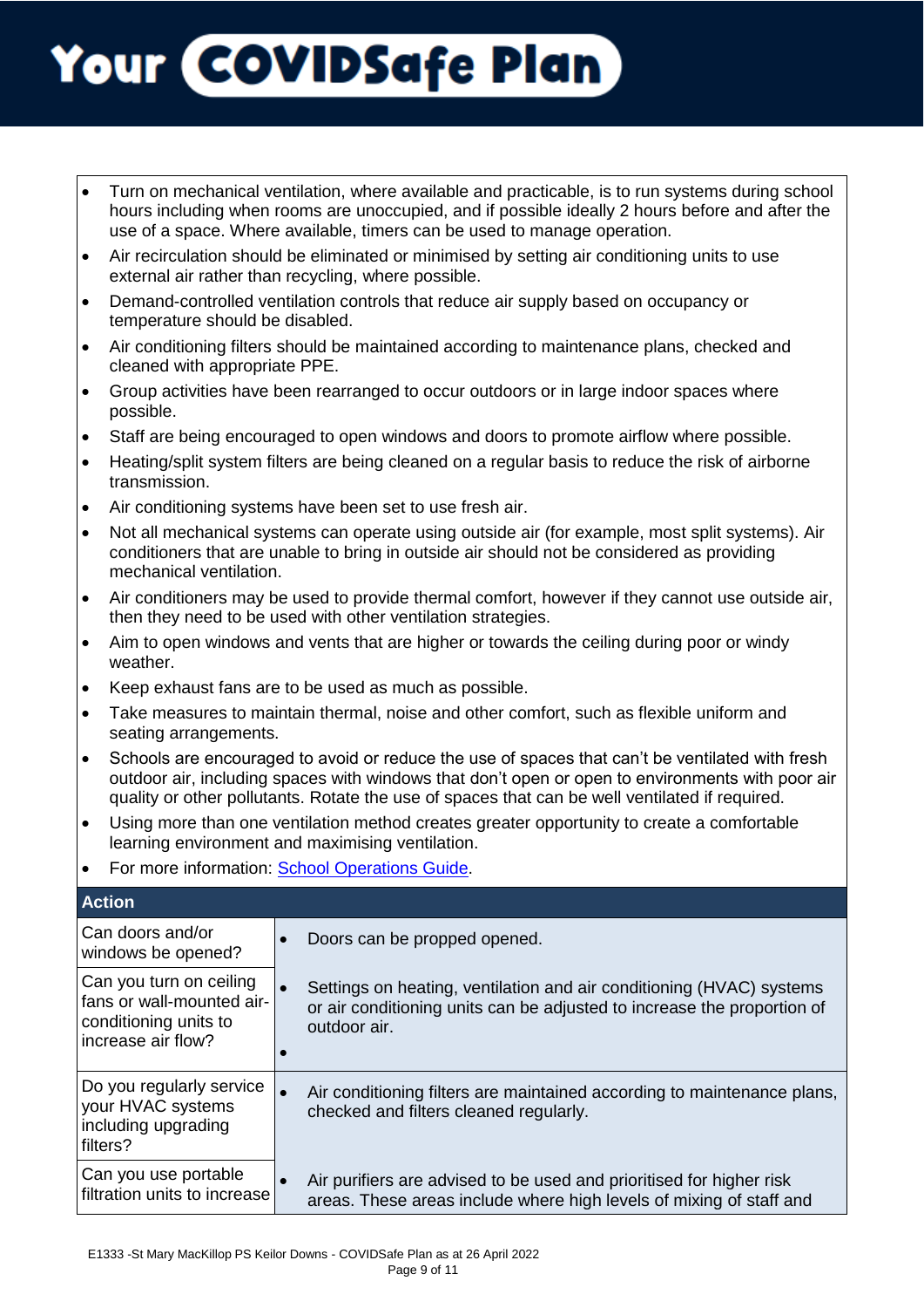# Your COVIDSafe Plan

- Turn on mechanical ventilation, where available and practicable, is to run systems during school hours including when rooms are unoccupied, and if possible ideally 2 hours before and after the use of a space. Where available, timers can be used to manage operation.
- Air recirculation should be eliminated or minimised by setting air conditioning units to use external air rather than recycling, where possible.
- Demand-controlled ventilation controls that reduce air supply based on occupancy or temperature should be disabled.
- Air conditioning filters should be maintained according to maintenance plans, checked and cleaned with appropriate PPE.
- Group activities have been rearranged to occur outdoors or in large indoor spaces where possible.
- Staff are being encouraged to open windows and doors to promote airflow where possible.
- Heating/split system filters are being cleaned on a regular basis to reduce the risk of airborne transmission.
- Air conditioning systems have been set to use fresh air.
- Not all mechanical systems can operate using outside air (for example, most split systems). Air conditioners that are unable to bring in outside air should not be considered as providing mechanical ventilation.
- Air conditioners may be used to provide thermal comfort, however if they cannot use outside air, then they need to be used with other ventilation strategies.
- Aim to open windows and vents that are higher or towards the ceiling during poor or windy weather.
- Keep exhaust fans are to be used as much as possible.
- Take measures to maintain thermal, noise and other comfort, such as flexible uniform and seating arrangements.
- Schools are encouraged to avoid or reduce the use of spaces that can't be ventilated with fresh outdoor air, including spaces with windows that don't open or open to environments with poor air quality or other pollutants. Rotate the use of spaces that can be well ventilated if required.
- Using more than one ventilation method creates greater opportunity to create a comfortable learning environment and maximising ventilation.
- For more information: School Operations Guide.

| Action | |
|---|---|
| Can doors and/or windows be opened? | • Doors can be propped opened. |
| Can you turn on ceiling fans or wall-mounted air-conditioning units to increase air flow? | • Settings on heating, ventilation and air conditioning (HVAC) systems or air conditioning units can be adjusted to increase the proportion of outdoor air.<br>• |
| Do you regularly service your HVAC systems including upgrading filters? | • Air conditioning filters are maintained according to maintenance plans, checked and filters cleaned regularly. |
| Can you use portable filtration units to increase | • Air purifiers are advised to be used and prioritised for higher risk areas. These areas include where high levels of mixing of staff and |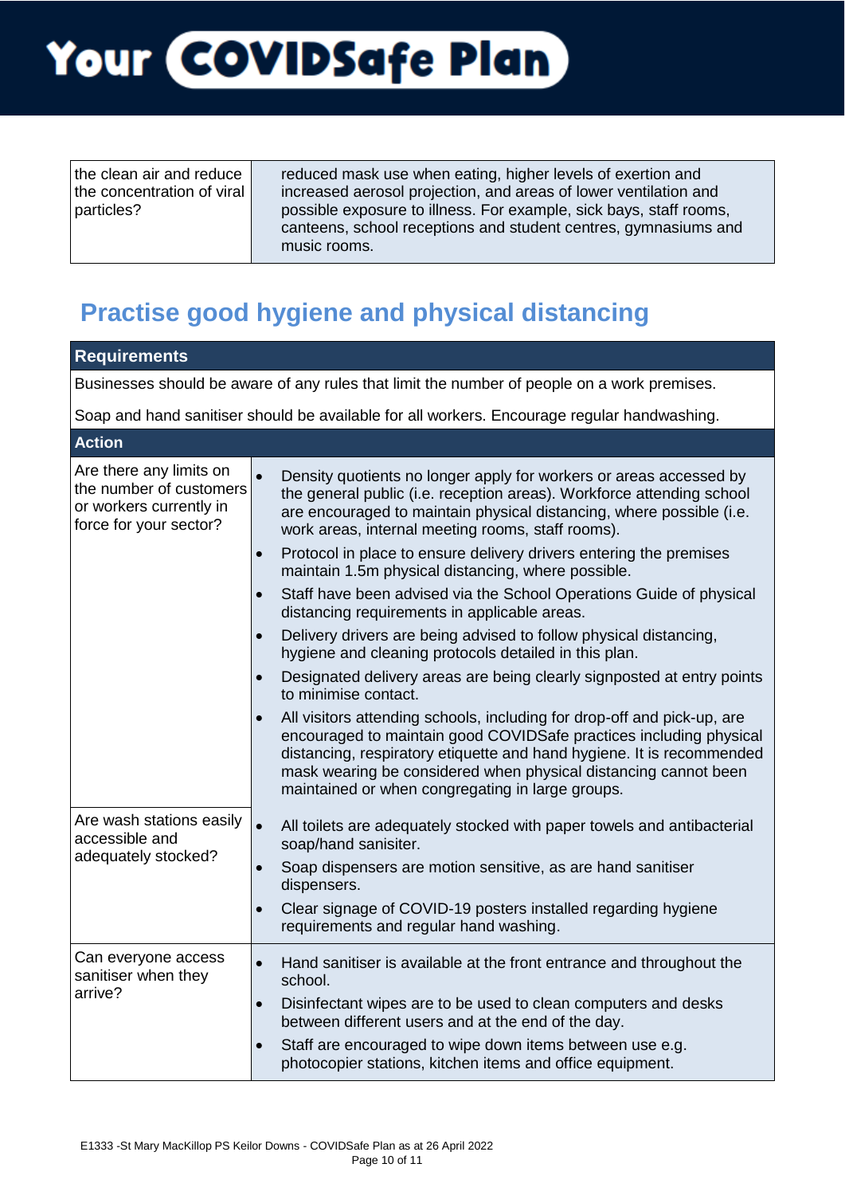| | |
|---|---|
| the clean air and reduce the concentration of viral particles? | reduced mask use when eating, higher levels of exertion and increased aerosol projection, and areas of lower ventilation and possible exposure to illness. For example, sick bays, staff rooms, canteens, school receptions and student centres, gymnasiums and music rooms. |

## Practise good hygiene and physical distancing

| **Requirements** | |
|---|---|
| Businesses should be aware of any rules that limit the number of people on a work premises. <br><br> Soap and hand sanitiser should be available for all workers. Encourage regular handwashing. | |
| **Action** | |
| Are there any limits on the number of customers or workers currently in force for your sector? | • Density quotients no longer apply for workers or areas accessed by the general public (i.e. reception areas). Workforce attending school are encouraged to maintain physical distancing, where possible (i.e. work areas, internal meeting rooms, staff rooms).<br>• Protocol in place to ensure delivery drivers entering the premises maintain 1.5m physical distancing, where possible.<br>• Staff have been advised via the School Operations Guide of physical distancing requirements in applicable areas.<br>• Delivery drivers are being advised to follow physical distancing, hygiene and cleaning protocols detailed in this plan.<br>• Designated delivery areas are being clearly signposted at entry points to minimise contact.<br>• All visitors attending schools, including for drop-off and pick-up, are encouraged to maintain good COVIDSafe practices including physical distancing, respiratory etiquette and hand hygiene. It is recommended mask wearing be considered when physical distancing cannot been maintained or when congregating in large groups. |
| Are wash stations easily accessible and adequately stocked? | • All toilets are adequately stocked with paper towels and antibacterial soap/hand sanisiter.<br>• Soap dispensers are motion sensitive, as are hand sanitiser dispensers.<br>• Clear signage of COVID-19 posters installed regarding hygiene requirements and regular hand washing. |
| Can everyone access sanitiser when they arrive? | • Hand sanitiser is available at the front entrance and throughout the school.<br>• Disinfectant wipes are to be used to clean computers and desks between different users and at the end of the day.<br>• Staff are encouraged to wipe down items between use e.g. photocopier stations, kitchen items and office equipment. |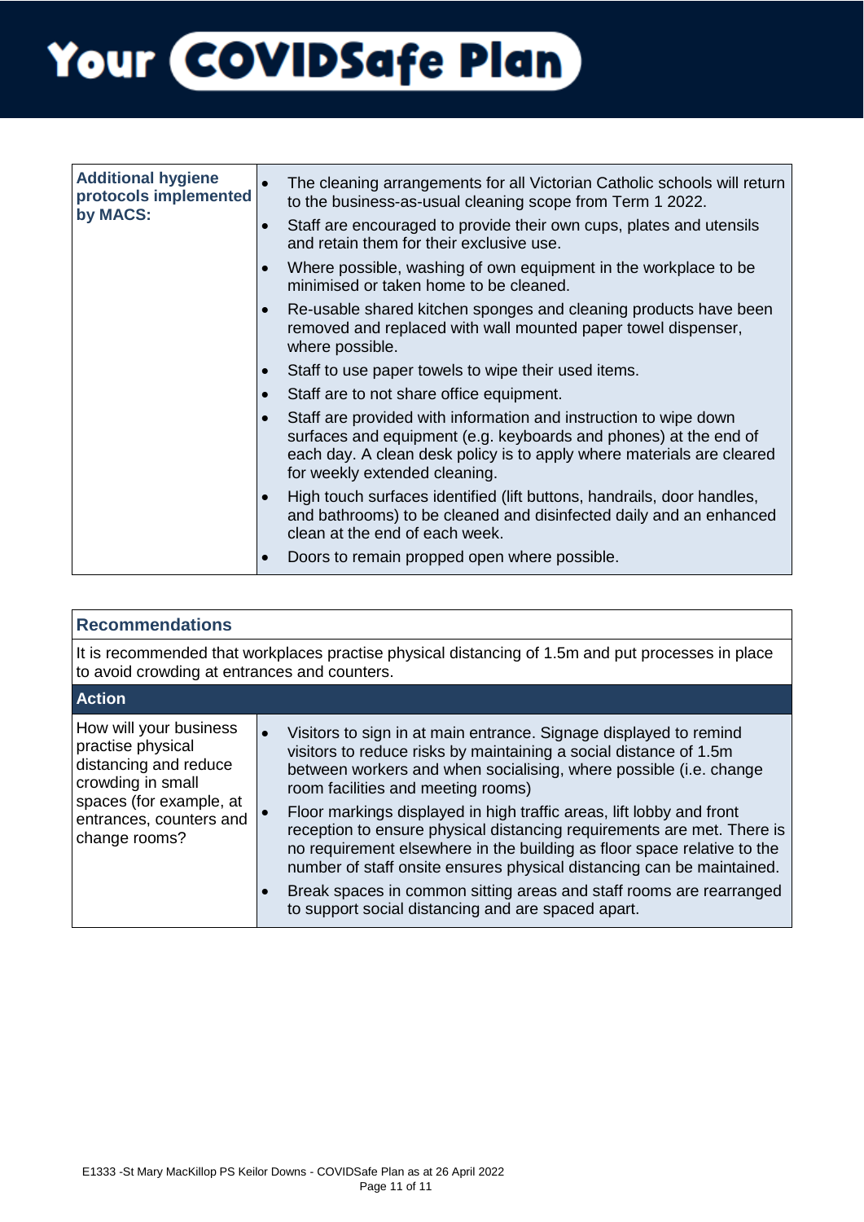# Your COVIDSafe Plan

| | |
|---|---|
| **Additional hygiene protocols implemented by MACS:** | • The cleaning arrangements for all Victorian Catholic schools will return to the business-as-usual cleaning scope from Term 1 2022.<br>• Staff are encouraged to provide their own cups, plates and utensils and retain them for their exclusive use.<br>• Where possible, washing of own equipment in the workplace to be minimised or taken home to be cleaned.<br>• Re-usable shared kitchen sponges and cleaning products have been removed and replaced with wall mounted paper towel dispenser, where possible.<br>• Staff to use paper towels to wipe their used items.<br>• Staff are to not share office equipment.<br>• Staff are provided with information and instruction to wipe down surfaces and equipment (e.g. keyboards and phones) at the end of each day. A clean desk policy is to apply where materials are cleared for weekly extended cleaning.<br>• High touch surfaces identified (lift buttons, handrails, door handles, and bathrooms) to be cleaned and disinfected daily and an enhanced clean at the end of each week.<br>• Doors to remain propped open where possible. |

## Recommendations

It is recommended that workplaces practise physical distancing of 1.5m and put processes in place to avoid crowding at entrances and counters.

| **Action** | |
|---|---|
| How will your business practise physical distancing and reduce crowding in small spaces (for example, at entrances, counters and change rooms? | • Visitors to sign in at main entrance. Signage displayed to remind visitors to reduce risks by maintaining a social distance of 1.5m between workers and when socialising, where possible (i.e. change room facilities and meeting rooms)<br>• Floor markings displayed in high traffic areas, lift lobby and front reception to ensure physical distancing requirements are met. There is no requirement elsewhere in the building as floor space relative to the number of staff onsite ensures physical distancing can be maintained.<br>• Break spaces in common sitting areas and staff rooms are rearranged to support social distancing and are spaced apart. |

E1333 -St Mary MacKillop PS Keilor Downs - COVIDSafe Plan as at 26 April 2022